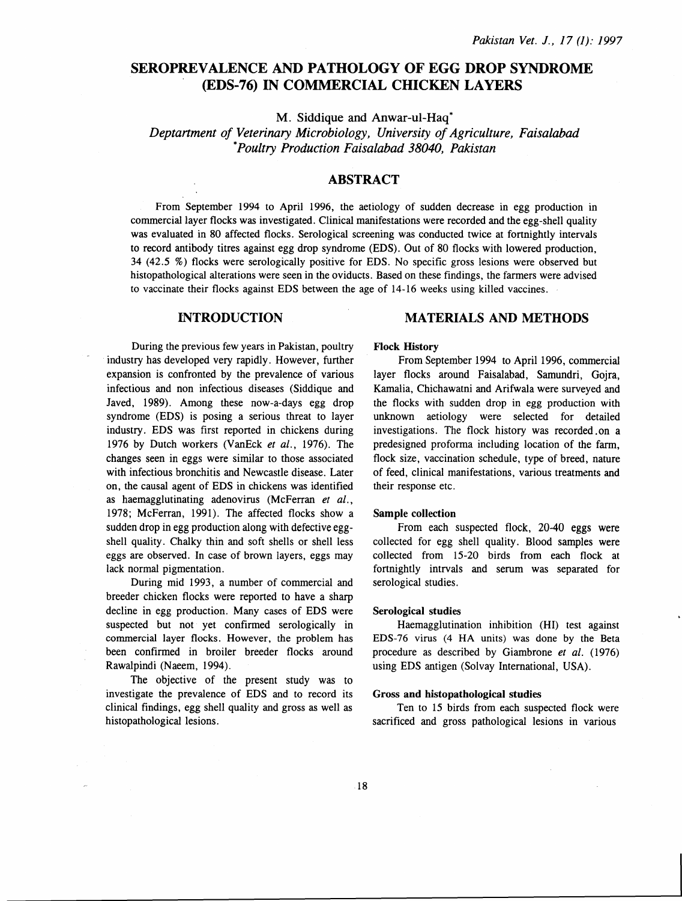# SEROPREVALENCE AND PATHOLOGY OF EGG DROP SYNDROME (EDS-76) IN COMMERCIAL CHICKEN LAYERS

M. Siddique and Anwar-ul-Haq*

*Deptartment of Veterinary Microbiology, University of Agriculture, Faisalabad*
*\*Poultry Production Faisalabad 38040, Pakistan*

## ABSTRACT

From September 1994 to April 1996, the aetiology of sudden decrease in egg production in commercial layer flocks was investigated. Clinical manifestations were recorded and the egg-shell quality was evaluated in 80 affected flocks. Serological screening was conducted twice at fortnightly intervals to record antibody titres against egg drop syndrome (EDS). Out of 80 flocks with lowered production, 34 (42.5 %) flocks were serologically positive for EDS. No specific gross lesions were observed but histopathological alterations were seen in the oviducts. Based on these findings, the farmers were advised to vaccinate their flocks against EDS between the age of 14-16 weeks using killed vaccines.

## INTRODUCTION

During the previous few years in Pakistan, poultry industry has developed very rapidly. However, further expansion is confronted by the prevalence of various infectious and non infectious diseases (Siddique and Javed, 1989). Among these now-a-days egg drop syndrome (EDS) is posing a serious threat to layer industry. EDS was first reported in chickens during 1976 by Dutch workers (VanEck *et al.*, 1976). The changes seen in eggs were similar to those associated with infectious bronchitis and Newcastle disease. Later on, the causal agent of EDS in chickens was identified as haemagglutinating adenovirus (McFerran *et al.*, 1978; McFerran, 1991). The affected flocks show a sudden drop in egg production along with defective egg-shell quality. Chalky thin and soft shells or shell less eggs are observed. In case of brown layers, eggs may lack normal pigmentation.

During mid 1993, a number of commercial and breeder chicken flocks were reported to have a sharp decline in egg production. Many cases of EDS were suspected but not yet confirmed serologically in commercial layer flocks. However, the problem has been confirmed in broiler breeder flocks around Rawalpindi (Naeem, 1994).

The objective of the present study was to investigate the prevalence of EDS and to record its clinical findings, egg shell quality and gross as well as histopathological lesions.

## MATERIALS AND METHODS

### Flock History

From September 1994 to April 1996, commercial layer flocks around Faisalabad, Samundri, Gojra, Kamalia, Chichawatni and Arifwala were surveyed and the flocks with sudden drop in egg production with unknown aetiology were selected for detailed investigations. The flock history was recorded on a predesigned proforma including location of the farm, flock size, vaccination schedule, type of breed, nature of feed, clinical manifestations, various treatments and their response etc.

### Sample collection

From each suspected flock, 20-40 eggs were collected for egg shell quality. Blood samples were collected from 15-20 birds from each flock at fortnightly intrvals and serum was separated for serological studies.

### Serological studies

Haemagglutination inhibition (HI) test against EDS-76 virus (4 HA units) was done by the Beta procedure as described by Giambrone *et al.* (1976) using EDS antigen (Solvay International, USA).

### Gross and histopathological studies

Ten to 15 birds from each suspected flock were sacrificed and gross pathological lesions in various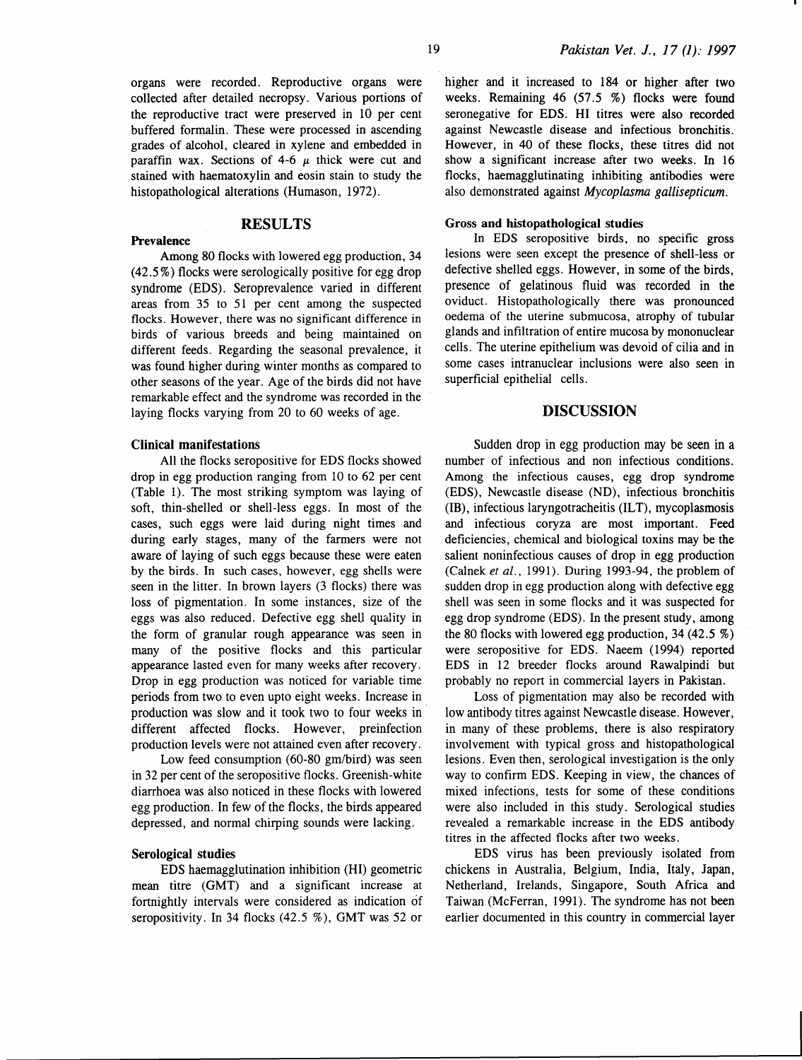organs were recorded. Reproductive organs were collected after detailed necropsy. Various portions of the reproductive tract were preserved in 10 per cent buffered formalin. These were processed in ascending grades of alcohol, cleared in xylene and embedded in paraffin wax. Sections of 4-6 $\mu$ thick were cut and stained with haematoxylin and eosin stain to study the histopathological alterations (Humason, 1972).

## RESULTS

### Prevalence

Among 80 flocks with lowered egg production, 34 (42.5%) flocks were serologically positive for egg drop syndrome (EDS). Seroprevalence varied in different areas from 35 to 51 per cent among the suspected flocks. However, there was no significant difference in birds of various breeds and being maintained on different feeds. Regarding the seasonal prevalence, it was found higher during winter months as compared to other seasons of the year. Age of the birds did not have remarkable effect and the syndrome was recorded in the laying flocks varying from 20 to 60 weeks of age.

### Clinical manifestations

All the flocks seropositive for EDS flocks showed drop in egg production ranging from 10 to 62 per cent (Table 1). The most striking symptom was laying of soft, thin-shelled or shell-less eggs. In most of the cases, such eggs were laid during night times and during early stages, many of the farmers were not aware of laying of such eggs because these were eaten by the birds. In such cases, however, egg shells were seen in the litter. In brown layers (3 flocks) there was loss of pigmentation. In some instances, size of the eggs was also reduced. Defective egg shell quality in the form of granular rough appearance was seen in many of the positive flocks and this particular appearance lasted even for many weeks after recovery. Drop in egg production was noticed for variable time periods from two to even upto eight weeks. Increase in production was slow and it took two to four weeks in different affected flocks. However, preinfection production levels were not attained even after recovery.

Low feed consumption (60-80 gm/bird) was seen in 32 per cent of the seropositive flocks. Greenish-white diarrhoea was also noticed in these flocks with lowered egg production. In few of the flocks, the birds appeared depressed, and normal chirping sounds were lacking.

### Serological studies

EDS haemagglutination inhibition (HI) geometric mean titre (GMT) and a significant increase at fortnightly intervals were considered as indication of seropositivity. In 34 flocks (42.5 %), GMT was 52 or higher and it increased to 184 or higher after two weeks. Remaining 46 (57.5 %) flocks were found seronegative for EDS. HI titres were also recorded against Newcastle disease and infectious bronchitis. However, in 40 of these flocks, these titres did not show a significant increase after two weeks. In 16 flocks, haemagglutinating inhibiting antibodies were also demonstrated against *Mycoplasma gallisepticum*.

### Gross and histopathological studies

In EDS seropositive birds, no specific gross lesions were seen except the presence of shell-less or defective shelled eggs. However, in some of the birds, presence of gelatinous fluid was recorded in the oviduct. Histopathologically there was pronounced oedema of the uterine submucosa, atrophy of tubular glands and infiltration of entire mucosa by mononuclear cells. The uterine epithelium was devoid of cilia and in some cases intranuclear inclusions were also seen in superficial epithelial cells.

## DISCUSSION

Sudden drop in egg production may be seen in a number of infectious and non infectious conditions. Among the infectious causes, egg drop syndrome (EDS), Newcastle disease (ND), infectious bronchitis (IB), infectious laryngotracheitis (ILT), mycoplasmosis and infectious coryza are most important. Feed deficiencies, chemical and biological toxins may be the salient noninfectious causes of drop in egg production (Calnek *et al.*, 1991). During 1993-94, the problem of sudden drop in egg production along with defective egg shell was seen in some flocks and it was suspected for egg drop syndrome (EDS). In the present study, among the 80 flocks with lowered egg production, 34 (42.5 %) were seropositive for EDS. Naeem (1994) reported EDS in 12 breeder flocks around Rawalpindi but probably no report in commercial layers in Pakistan.

Loss of pigmentation may also be recorded with low antibody titres against Newcastle disease. However, in many of these problems, there is also respiratory involvement with typical gross and histopathological lesions. Even then, serological investigation is the only way to confirm EDS. Keeping in view, the chances of mixed infections, tests for some of these conditions were also included in this study. Serological studies revealed a remarkable increase in the EDS antibody titres in the affected flocks after two weeks.

EDS virus has been previously isolated from chickens in Australia, Belgium, India, Italy, Japan, Netherland, Irelands, Singapore, South Africa and Taiwan (McFerran, 1991). The syndrome has not been earlier documented in this country in commercial layer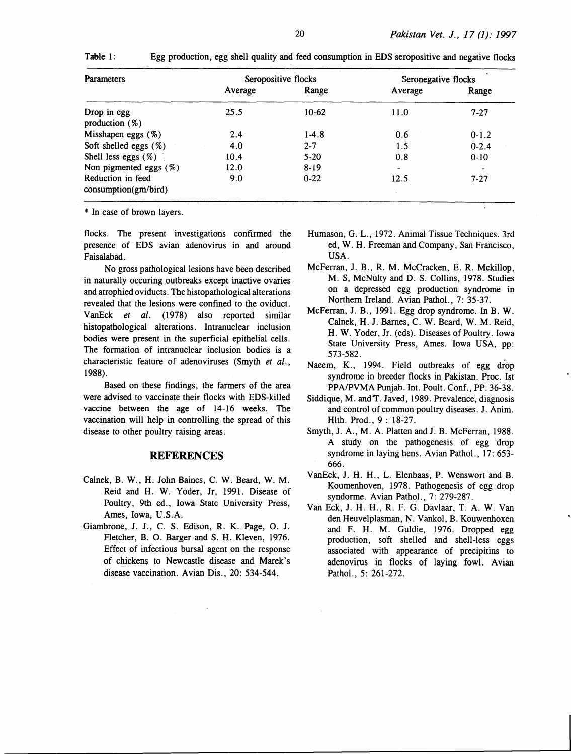Table 1: Egg production, egg shell quality and feed consumption in EDS seropositive and negative flocks

| Parameters | Seropositive flocks | | Seronegative flocks | |
|---|---|---|---|---|
| | Average | Range | Average | Range |
| Drop in egg production (%) | 25.5 | 10-62 | 11.0 | 7-27 |
| Misshapen eggs (%) | 2.4 | 1-4.8 | 0.6 | 0-1.2 |
| Soft shelled eggs (%) | 4.0 | 2-7 | 1.5 | 0-2.4 |
| Shell less eggs (%) | 10.4 | 5-20 | 0.8 | 0-10 |
| Non pigmented eggs (%) | 12.0 | 8-19 | - | - |
| Reduction in feed consumption(gm/bird) | 9.0 | 0-22 | 12.5 | 7-27 |

* In case of brown layers.

flocks. The present investigations confirmed the presence of EDS avian adenovirus in and around Faisalabad.

No gross pathological lesions have been described in naturally occuring outbreaks except inactive ovaries and atrophied oviducts. The histopathological alterations revealed that the lesions were confined to the oviduct. VanEck *et al.* (1978) also reported similar histopathological alterations. Intranuclear inclusion bodies were present in the superficial epithelial cells. The formation of intranuclear inclusion bodies is a characteristic feature of adenoviruses (Smyth *et al.*, 1988).

Based on these findings, the farmers of the area were advised to vaccinate their flocks with EDS-killed vaccine between the age of 14-16 weeks. The vaccination will help in controlling the spread of this disease to other poultry raising areas.

## REFERENCES

Calnek, B. W., H. John Baines, C. W. Beard, W. M. Reid and H. W. Yoder, Jr, 1991. Disease of Poultry, 9th ed., Iowa State University Press, Ames, Iowa, U.S.A.

Giambrone, J. J., C. S. Edison, R. K. Page, O. J. Fletcher, B. O. Barger and S. H. Kleven, 1976. Effect of infectious bursal agent on the response of chickens to Newcastle disease and Marek's disease vaccination. Avian Dis., 20: 534-544.

Humason, G. L., 1972. Animal Tissue Techniques. 3rd ed, W. H. Freeman and Company, San Francisco, USA.

McFerran, J. B., R. M. McCracken, E. R. Mckillop, M. S, McNulty and D. S. Collins, 1978. Studies on a depressed egg production syndrome in Northern Ireland. Avian Pathol., 7: 35-37.

McFerran, J. B., 1991. Egg drop syndrome. In B. W. Calnek, H. J. Barnes, C. W. Beard, W. M. Reid, H. W. Yoder, Jr. (eds). Diseases of Poultry. Iowa State University Press, Ames. Iowa USA, pp: 573-582.

Naeem, K., 1994. Field outbreaks of egg drop syndrome in breeder flocks in Pakistan. Proc. Ist PPA/PVMA Punjab. Int. Poult. Conf., PP. 36-38.

Siddique, M. and T. Javed, 1989. Prevalence, diagnosis and control of common poultry diseases. J. Anim. Hlth. Prod., 9 : 18-27.

Smyth, J. A., M. A. Platten and J. B. McFerran, 1988. A study on the pathogenesis of egg drop syndrome in laying hens. Avian Pathol., 17: 653-666.

VanEck, J. H. H., L. Elenbaas, P. Wenswort and B. Koumenhoven, 1978. Pathogenesis of egg drop syndorme. Avian Pathol., 7: 279-287.

Van Eck, J. H. H., R. F. G. Davlaar, T. A. W. Van den Heuvelplasman, N. Vankol, B. Kouwenhoxen and F. H. M. Guldie, 1976. Dropped egg production, soft shelled and shell-less eggs associated with appearance of precipitins to adenovirus in flocks of laying fowl. Avian Pathol., 5: 261-272.